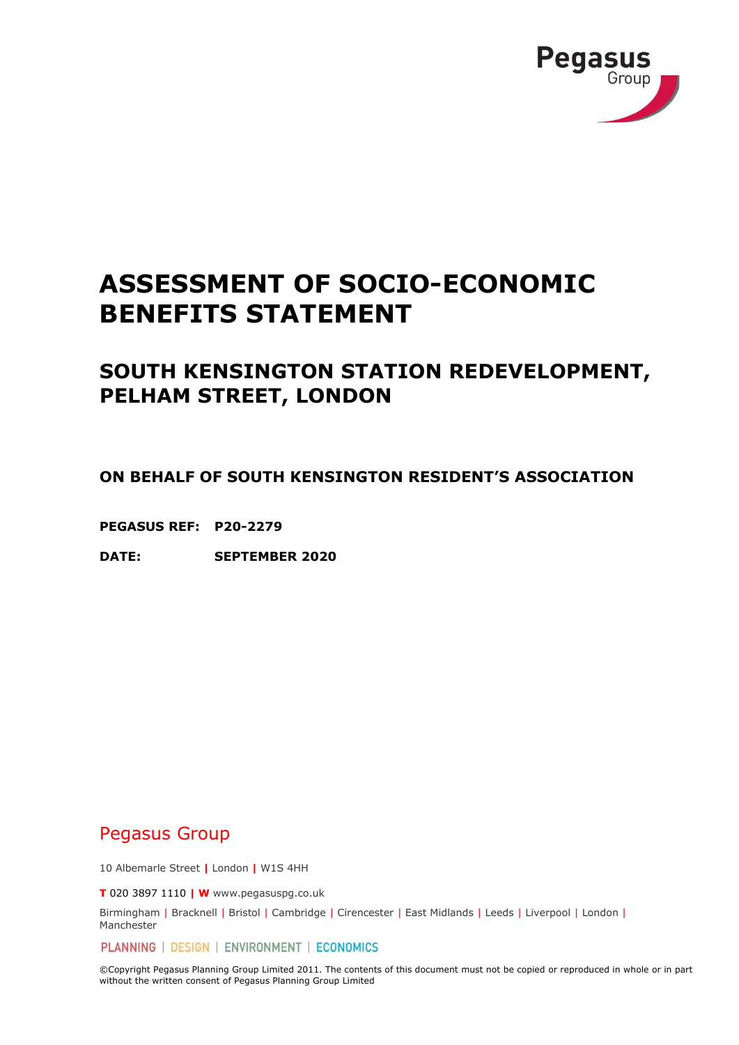Pegasus
Group

# ASSESSMENT OF SOCIO-ECONOMIC BENEFITS STATEMENT

## SOUTH KENSINGTON STATION REDEVELOPMENT, PELHAM STREET, LONDON

### ON BEHALF OF SOUTH KENSINGTON RESIDENT'S ASSOCIATION

**PEGASUS REF: P20-2279**

**DATE: SEPTEMBER 2020**

Pegasus Group

10 Albemarle Street | London | W1S 4HH

**T** 020 3897 1110 | **W** www.pegasuspg.co.uk

Birmingham | Bracknell | Bristol | Cambridge | Cirencester | East Midlands | Leeds | Liverpool | London | Manchester

PLANNING | DESIGN | ENVIRONMENT | ECONOMICS

©Copyright Pegasus Planning Group Limited 2011. The contents of this document must not be copied or reproduced in whole or in part without the written consent of Pegasus Planning Group Limited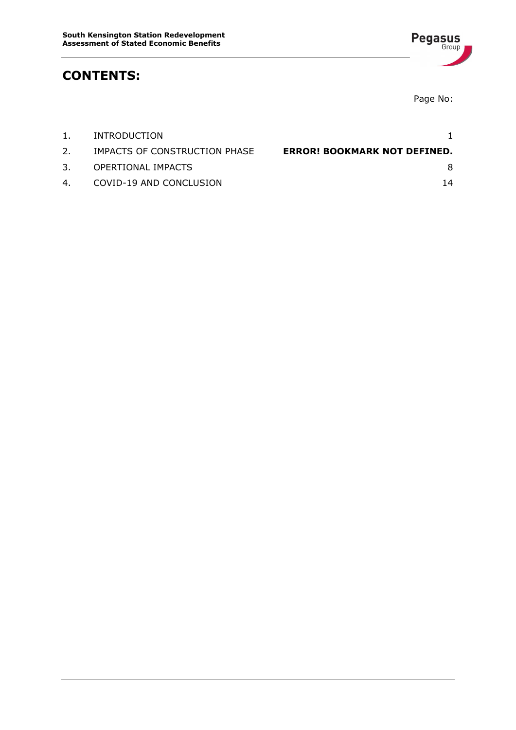# CONTENTS:

Page No:

| | | |
|---|---|---|
| 1. | INTRODUCTION | 1 |
| 2. | IMPACTS OF CONSTRUCTION PHASE | **ERROR! BOOKMARK NOT DEFINED.** |
| 3. | OPERTIONAL IMPACTS | 8 |
| 4. | COVID-19 AND CONCLUSION | 14 |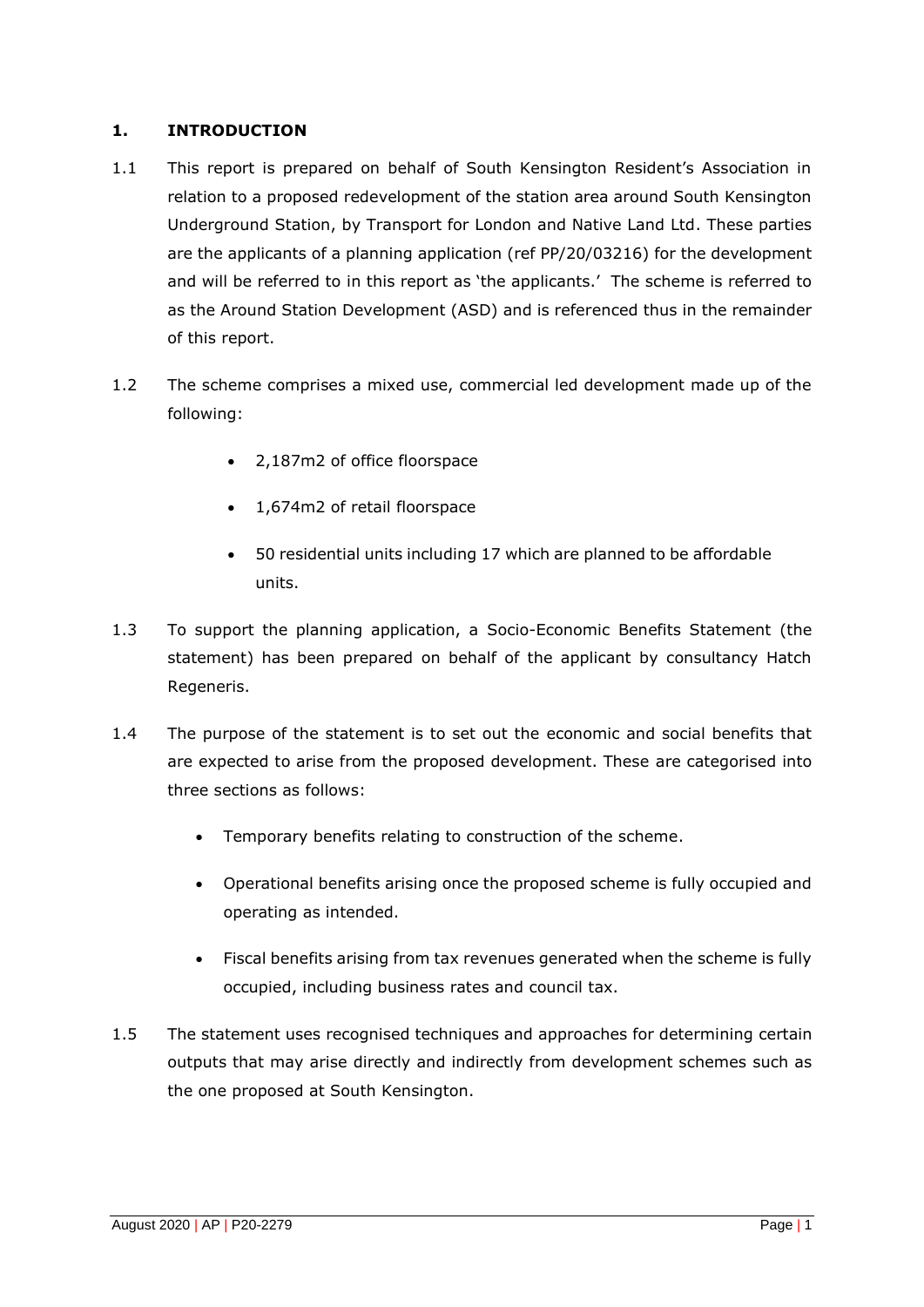## 1. INTRODUCTION

1.1 This report is prepared on behalf of South Kensington Resident's Association in relation to a proposed redevelopment of the station area around South Kensington Underground Station, by Transport for London and Native Land Ltd. These parties are the applicants of a planning application (ref PP/20/03216) for the development and will be referred to in this report as 'the applicants.' The scheme is referred to as the Around Station Development (ASD) and is referenced thus in the remainder of this report.

1.2 The scheme comprises a mixed use, commercial led development made up of the following:

- 2,187m2 of office floorspace
- 1,674m2 of retail floorspace
- 50 residential units including 17 which are planned to be affordable units.

1.3 To support the planning application, a Socio-Economic Benefits Statement (the statement) has been prepared on behalf of the applicant by consultancy Hatch Regeneris.

1.4 The purpose of the statement is to set out the economic and social benefits that are expected to arise from the proposed development. These are categorised into three sections as follows:

- Temporary benefits relating to construction of the scheme.
- Operational benefits arising once the proposed scheme is fully occupied and operating as intended.
- Fiscal benefits arising from tax revenues generated when the scheme is fully occupied, including business rates and council tax.

1.5 The statement uses recognised techniques and approaches for determining certain outputs that may arise directly and indirectly from development schemes such as the one proposed at South Kensington.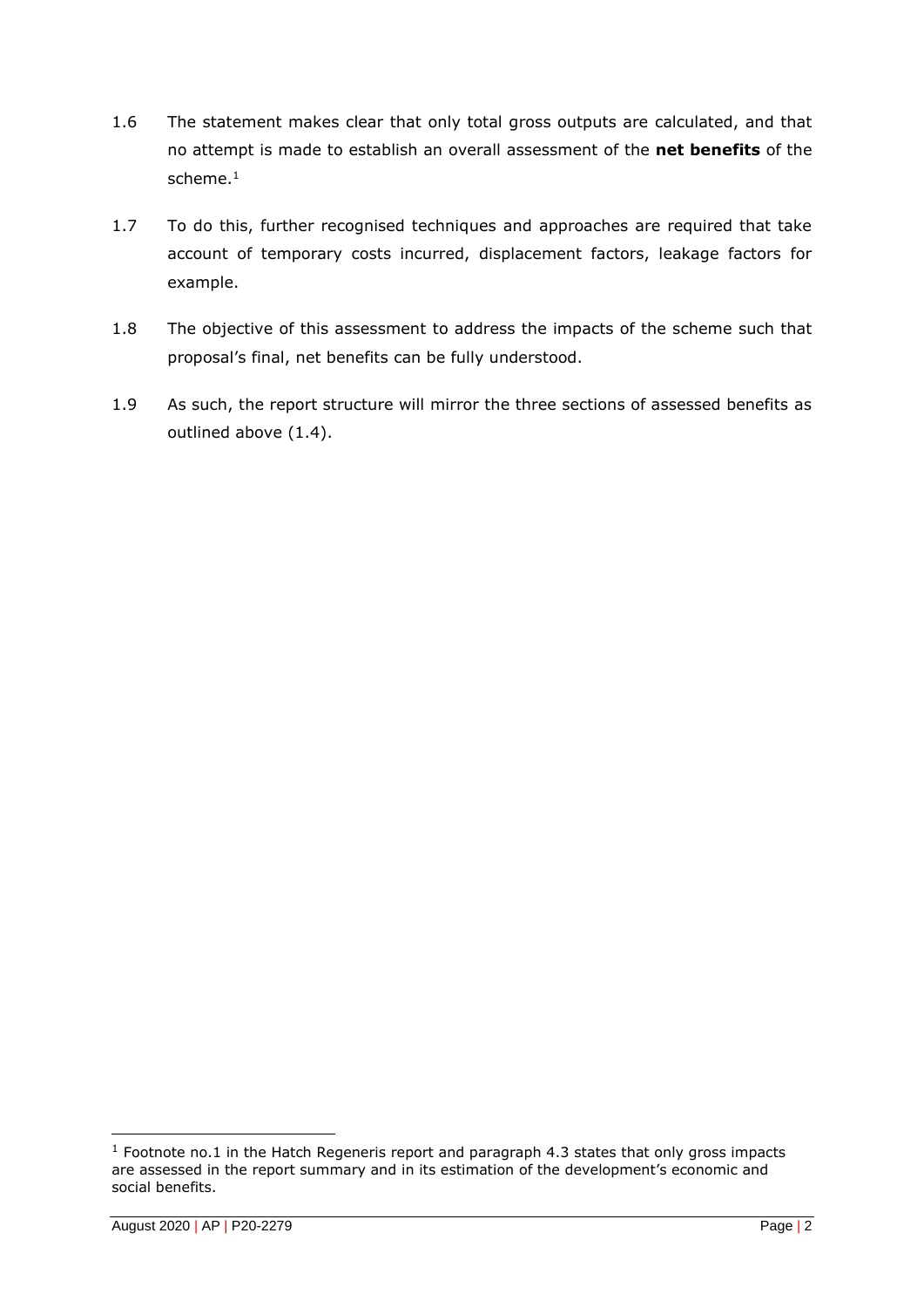1.6 The statement makes clear that only total gross outputs are calculated, and that no attempt is made to establish an overall assessment of the **net benefits** of the scheme.[1]

1.7 To do this, further recognised techniques and approaches are required that take account of temporary costs incurred, displacement factors, leakage factors for example.

1.8 The objective of this assessment to address the impacts of the scheme such that proposal's final, net benefits can be fully understood.

1.9 As such, the report structure will mirror the three sections of assessed benefits as outlined above (1.4).

---

[1] Footnote no.1 in the Hatch Regeneris report and paragraph 4.3 states that only gross impacts are assessed in the report summary and in its estimation of the development's economic and social benefits.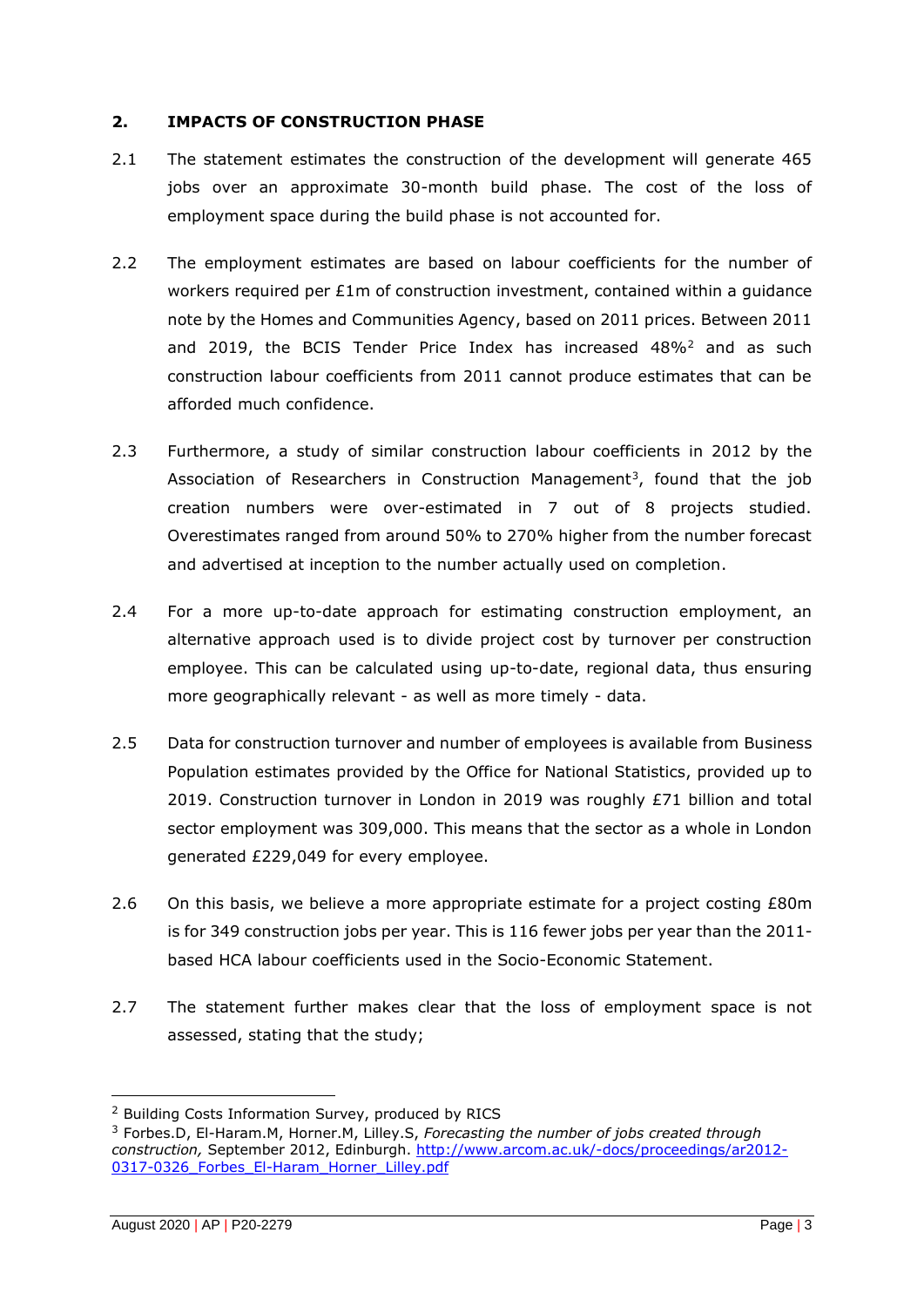## 2. IMPACTS OF CONSTRUCTION PHASE

2.1 The statement estimates the construction of the development will generate 465 jobs over an approximate 30-month build phase. The cost of the loss of employment space during the build phase is not accounted for.

2.2 The employment estimates are based on labour coefficients for the number of workers required per £1m of construction investment, contained within a guidance note by the Homes and Communities Agency, based on 2011 prices. Between 2011 and 2019, the BCIS Tender Price Index has increased 48%[2] and as such construction labour coefficients from 2011 cannot produce estimates that can be afforded much confidence.

2.3 Furthermore, a study of similar construction labour coefficients in 2012 by the Association of Researchers in Construction Management[3], found that the job creation numbers were over-estimated in 7 out of 8 projects studied. Overestimates ranged from around 50% to 270% higher from the number forecast and advertised at inception to the number actually used on completion.

2.4 For a more up-to-date approach for estimating construction employment, an alternative approach used is to divide project cost by turnover per construction employee. This can be calculated using up-to-date, regional data, thus ensuring more geographically relevant - as well as more timely - data.

2.5 Data for construction turnover and number of employees is available from Business Population estimates provided by the Office for National Statistics, provided up to 2019. Construction turnover in London in 2019 was roughly £71 billion and total sector employment was 309,000. This means that the sector as a whole in London generated £229,049 for every employee.

2.6 On this basis, we believe a more appropriate estimate for a project costing £80m is for 349 construction jobs per year. This is 116 fewer jobs per year than the 2011-based HCA labour coefficients used in the Socio-Economic Statement.

2.7 The statement further makes clear that the loss of employment space is not assessed, stating that the study;

---

[2] Building Costs Information Survey, produced by RICS

[3] Forbes.D, El-Haram.M, Horner.M, Lilley.S, *Forecasting the number of jobs created through construction,* September 2012, Edinburgh. http://www.arcom.ac.uk/-docs/proceedings/ar2012-0317-0326_Forbes_El-Haram_Horner_Lilley.pdf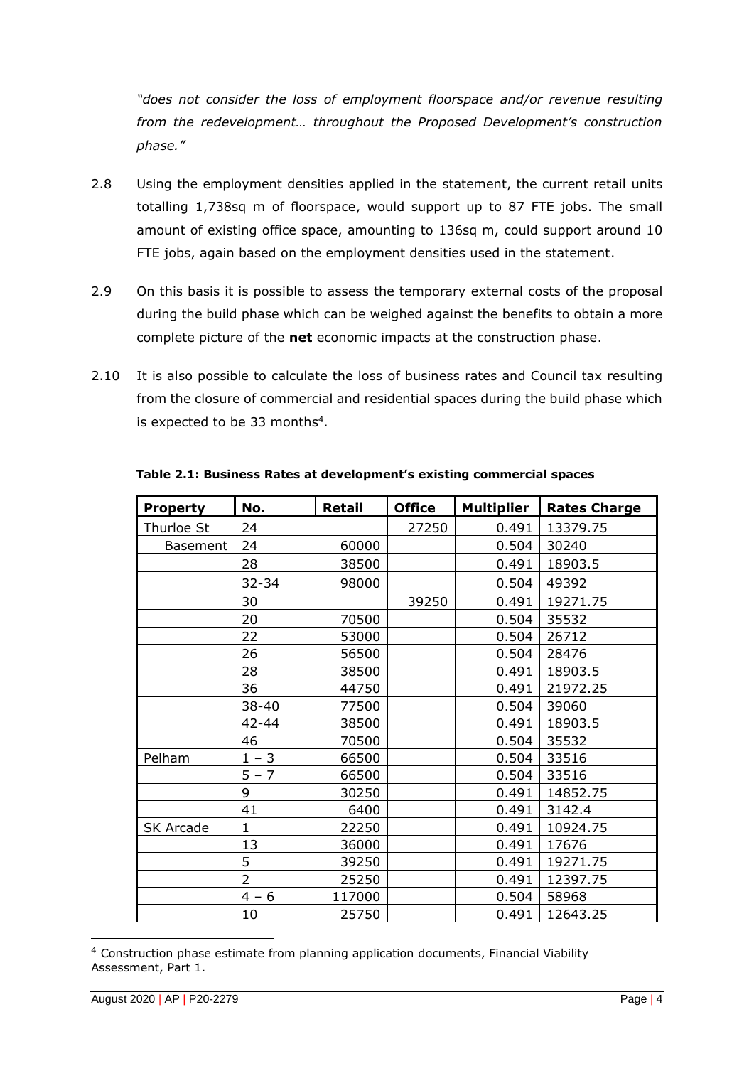*"does not consider the loss of employment floorspace and/or revenue resulting from the redevelopment… throughout the Proposed Development's construction phase."*

2.8 Using the employment densities applied in the statement, the current retail units totalling 1,738sq m of floorspace, would support up to 87 FTE jobs. The small amount of existing office space, amounting to 136sq m, could support around 10 FTE jobs, again based on the employment densities used in the statement.

2.9 On this basis it is possible to assess the temporary external costs of the proposal during the build phase which can be weighed against the benefits to obtain a more complete picture of the **net** economic impacts at the construction phase.

2.10 It is also possible to calculate the loss of business rates and Council tax resulting from the closure of commercial and residential spaces during the build phase which is expected to be 33 months[4].

**Table 2.1: Business Rates at development's existing commercial spaces**

| Property | No. | Retail | Office | Multiplier | Rates Charge |
|---|---|---|---|---|---|
| Thurloe St | 24 | | 27250 | 0.491 | 13379.75 |
| Basement | 24 | 60000 | | 0.504 | 30240 |
| | 28 | 38500 | | 0.491 | 18903.5 |
| | 32-34 | 98000 | | 0.504 | 49392 |
| | 30 | | 39250 | 0.491 | 19271.75 |
| | 20 | 70500 | | 0.504 | 35532 |
| | 22 | 53000 | | 0.504 | 26712 |
| | 26 | 56500 | | 0.504 | 28476 |
| | 28 | 38500 | | 0.491 | 18903.5 |
| | 36 | 44750 | | 0.491 | 21972.25 |
| | 38-40 | 77500 | | 0.504 | 39060 |
| | 42-44 | 38500 | | 0.491 | 18903.5 |
| | 46 | 70500 | | 0.504 | 35532 |
| Pelham | 1 – 3 | 66500 | | 0.504 | 33516 |
| | 5 – 7 | 66500 | | 0.504 | 33516 |
| | 9 | 30250 | | 0.491 | 14852.75 |
| | 41 | 6400 | | 0.491 | 3142.4 |
| SK Arcade | 1 | 22250 | | 0.491 | 10924.75 |
| | 13 | 36000 | | 0.491 | 17676 |
| | 5 | 39250 | | 0.491 | 19271.75 |
| | 2 | 25250 | | 0.491 | 12397.75 |
| | 4 – 6 | 117000 | | 0.504 | 58968 |
| | 10 | 25750 | | 0.491 | 12643.25 |

[4] Construction phase estimate from planning application documents, Financial Viability Assessment, Part 1.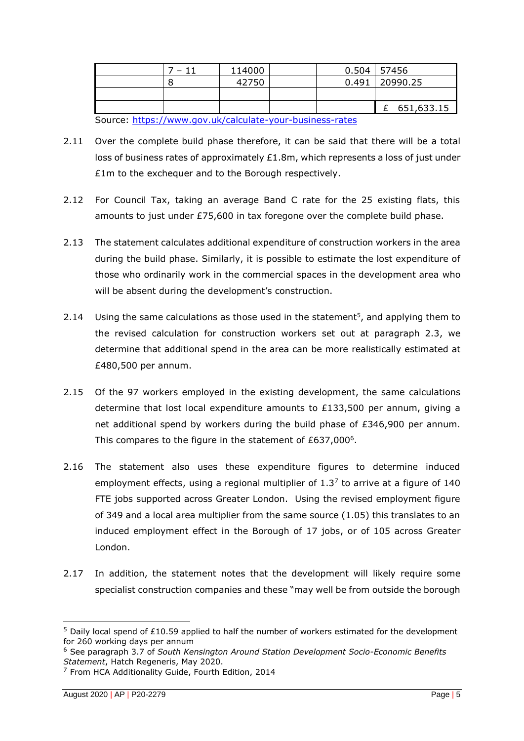|  | 7 – 11 | 114000 |  | 0.504 | 57456 |
|---|---|---|---|---|---|
|  | 8 | 42750 |  | 0.491 | 20990.25 |
|  |  |  |  |  |  |
|  |  |  |  |  | £ 651,633.15 |

Source: https://www.gov.uk/calculate-your-business-rates

2.11 Over the complete build phase therefore, it can be said that there will be a total loss of business rates of approximately £1.8m, which represents a loss of just under £1m to the exchequer and to the Borough respectively.

2.12 For Council Tax, taking an average Band C rate for the 25 existing flats, this amounts to just under £75,600 in tax foregone over the complete build phase.

2.13 The statement calculates additional expenditure of construction workers in the area during the build phase. Similarly, it is possible to estimate the lost expenditure of those who ordinarily work in the commercial spaces in the development area who will be absent during the development's construction.

2.14 Using the same calculations as those used in the statement[5], and applying them to the revised calculation for construction workers set out at paragraph 2.3, we determine that additional spend in the area can be more realistically estimated at £480,500 per annum.

2.15 Of the 97 workers employed in the existing development, the same calculations determine that lost local expenditure amounts to £133,500 per annum, giving a net additional spend by workers during the build phase of £346,900 per annum. This compares to the figure in the statement of £637,000[6].

2.16 The statement also uses these expenditure figures to determine induced employment effects, using a regional multiplier of 1.3[7] to arrive at a figure of 140 FTE jobs supported across Greater London. Using the revised employment figure of 349 and a local area multiplier from the same source (1.05) this translates to an induced employment effect in the Borough of 17 jobs, or of 105 across Greater London.

2.17 In addition, the statement notes that the development will likely require some specialist construction companies and these "may well be from outside the borough

---

[5] Daily local spend of £10.59 applied to half the number of workers estimated for the development for 260 working days per annum

[6] See paragraph 3.7 of *South Kensington Around Station Development Socio-Economic Benefits Statement*, Hatch Regeneris, May 2020.

[7] From HCA Additionality Guide, Fourth Edition, 2014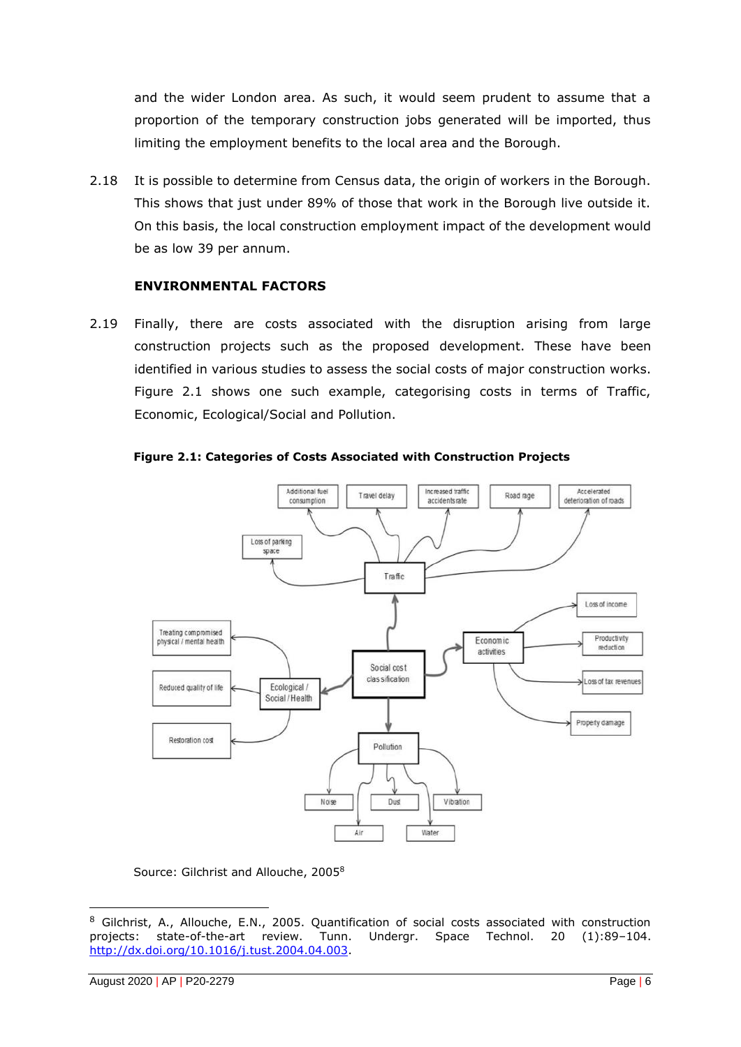and the wider London area. As such, it would seem prudent to assume that a proportion of the temporary construction jobs generated will be imported, thus limiting the employment benefits to the local area and the Borough.

2.18 It is possible to determine from Census data, the origin of workers in the Borough. This shows that just under 89% of those that work in the Borough live outside it. On this basis, the local construction employment impact of the development would be as low 39 per annum.

### ENVIRONMENTAL FACTORS

2.19 Finally, there are costs associated with the disruption arising from large construction projects such as the proposed development. These have been identified in various studies to assess the social costs of major construction works. Figure 2.1 shows one such example, categorising costs in terms of Traffic, Economic, Ecological/Social and Pollution.

**Figure 2.1: Categories of Costs Associated with Construction Projects**

Source: Gilchrist and Allouche, 2005[8]

[8] Gilchrist, A., Allouche, E.N., 2005. Quantification of social costs associated with construction projects: state-of-the-art review. Tunn. Undergr. Space Technol. 20 (1):89–104. http://dx.doi.org/10.1016/j.tust.2004.04.003.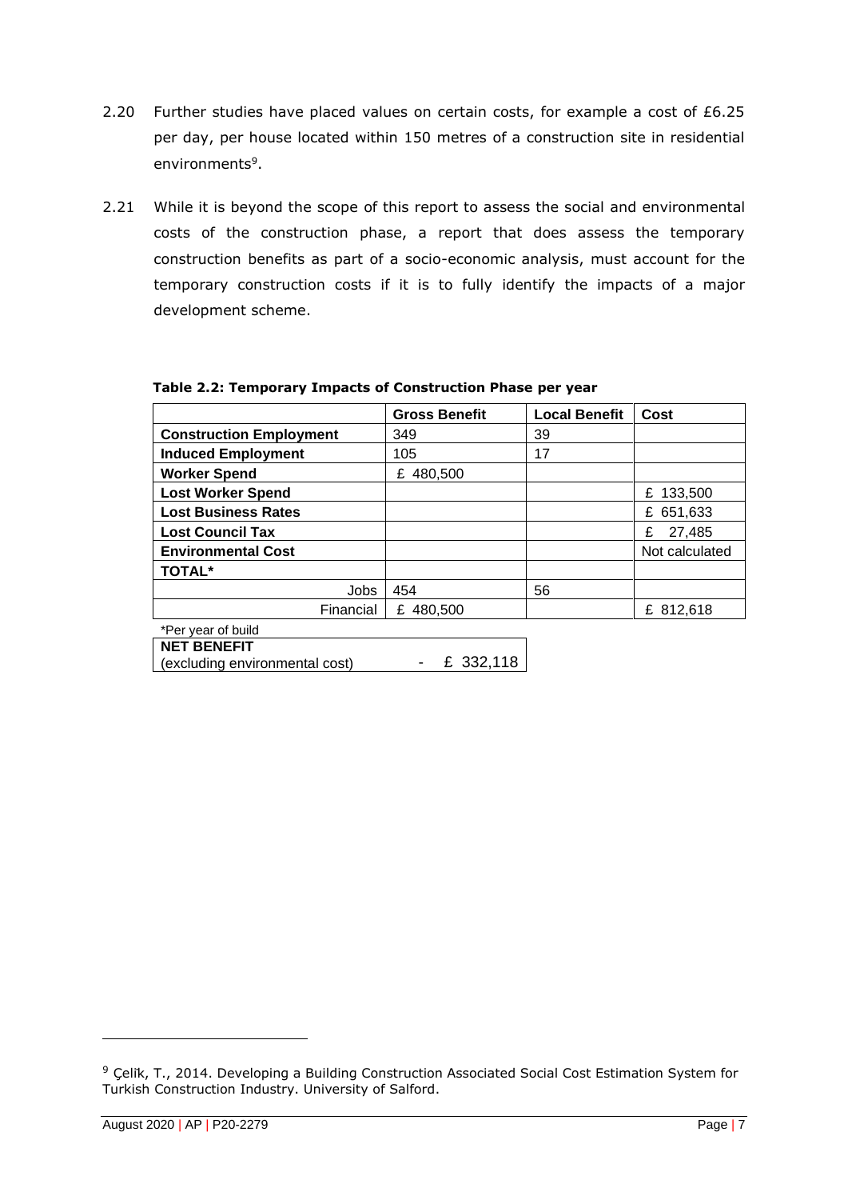2.20 Further studies have placed values on certain costs, for example a cost of £6.25 per day, per house located within 150 metres of a construction site in residential environments[9].

2.21 While it is beyond the scope of this report to assess the social and environmental costs of the construction phase, a report that does assess the temporary construction benefits as part of a socio-economic analysis, must account for the temporary construction costs if it is to fully identify the impacts of a major development scheme.

**Table 2.2: Temporary Impacts of Construction Phase per year**

| | Gross Benefit | Local Benefit | Cost |
|---|---|---|---|
| **Construction Employment** | 349 | 39 | |
| **Induced Employment** | 105 | 17 | |
| **Worker Spend** | £ 480,500 | | |
| **Lost Worker Spend** | | | £ 133,500 |
| **Lost Business Rates** | | | £ 651,633 |
| **Lost Council Tax** | | | £ 27,485 |
| **Environmental Cost** | | | Not calculated |
| **TOTAL*** | | | |
| Jobs | 454 | 56 | |
| Financial | £ 480,500 | | £ 812,618 |

*Per year of build

| **NET BENEFIT** (excluding environmental cost) | - £ 332,118 |
|---|---|

[9] Çelĭk, T., 2014. Developing a Building Construction Associated Social Cost Estimation System for Turkish Construction Industry. University of Salford.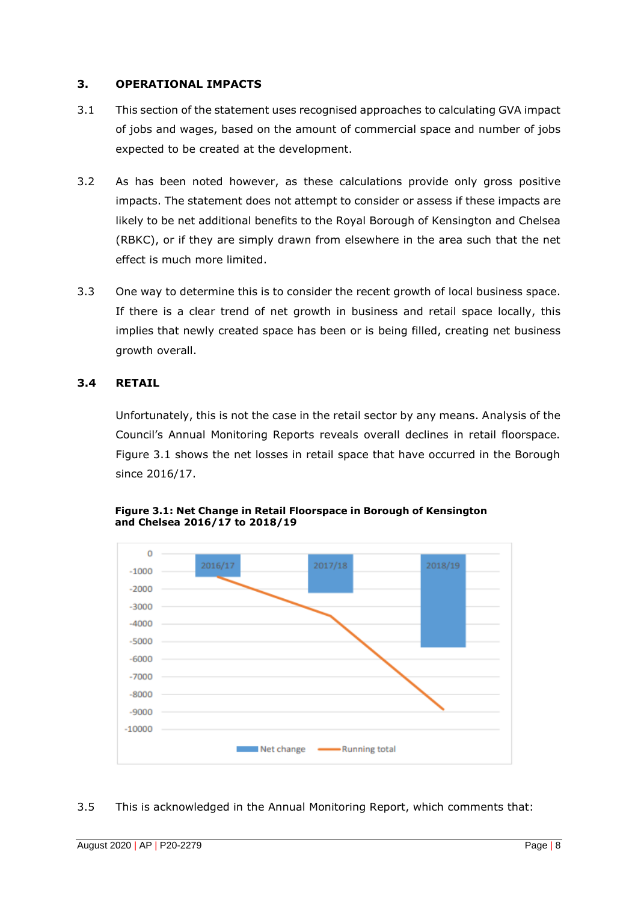## 3. OPERATIONAL IMPACTS

3.1 This section of the statement uses recognised approaches to calculating GVA impact of jobs and wages, based on the amount of commercial space and number of jobs expected to be created at the development.

3.2 As has been noted however, as these calculations provide only gross positive impacts. The statement does not attempt to consider or assess if these impacts are likely to be net additional benefits to the Royal Borough of Kensington and Chelsea (RBKC), or if they are simply drawn from elsewhere in the area such that the net effect is much more limited.

3.3 One way to determine this is to consider the recent growth of local business space. If there is a clear trend of net growth in business and retail space locally, this implies that newly created space has been or is being filled, creating net business growth overall.

### 3.4 RETAIL

Unfortunately, this is not the case in the retail sector by any means. Analysis of the Council's Annual Monitoring Reports reveals overall declines in retail floorspace. Figure 3.1 shows the net losses in retail space that have occurred in the Borough since 2016/17.

**Figure 3.1: Net Change in Retail Floorspace in Borough of Kensington and Chelsea 2016/17 to 2018/19**

3.5 This is acknowledged in the Annual Monitoring Report, which comments that: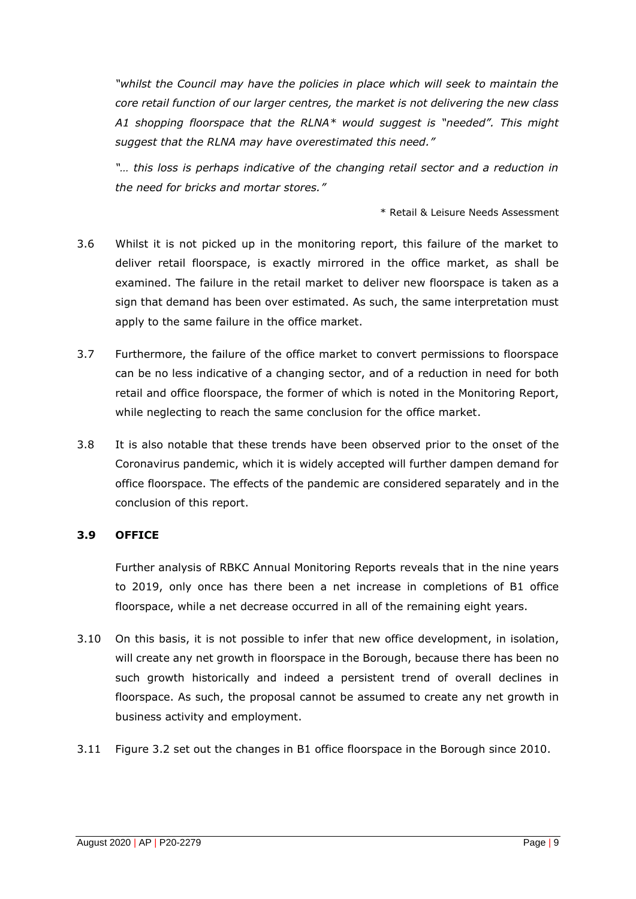*"whilst the Council may have the policies in place which will seek to maintain the core retail function of our larger centres, the market is not delivering the new class A1 shopping floorspace that the RLNA* would suggest is "needed". This might suggest that the RLNA may have overestimated this need."*

*"… this loss is perhaps indicative of the changing retail sector and a reduction in the need for bricks and mortar stores."*

\* Retail & Leisure Needs Assessment

3.6 Whilst it is not picked up in the monitoring report, this failure of the market to deliver retail floorspace, is exactly mirrored in the office market, as shall be examined. The failure in the retail market to deliver new floorspace is taken as a sign that demand has been over estimated. As such, the same interpretation must apply to the same failure in the office market.

3.7 Furthermore, the failure of the office market to convert permissions to floorspace can be no less indicative of a changing sector, and of a reduction in need for both retail and office floorspace, the former of which is noted in the Monitoring Report, while neglecting to reach the same conclusion for the office market.

3.8 It is also notable that these trends have been observed prior to the onset of the Coronavirus pandemic, which it is widely accepted will further dampen demand for office floorspace. The effects of the pandemic are considered separately and in the conclusion of this report.

### 3.9 OFFICE

Further analysis of RBKC Annual Monitoring Reports reveals that in the nine years to 2019, only once has there been a net increase in completions of B1 office floorspace, while a net decrease occurred in all of the remaining eight years.

3.10 On this basis, it is not possible to infer that new office development, in isolation, will create any net growth in floorspace in the Borough, because there has been no such growth historically and indeed a persistent trend of overall declines in floorspace. As such, the proposal cannot be assumed to create any net growth in business activity and employment.

3.11 Figure 3.2 set out the changes in B1 office floorspace in the Borough since 2010.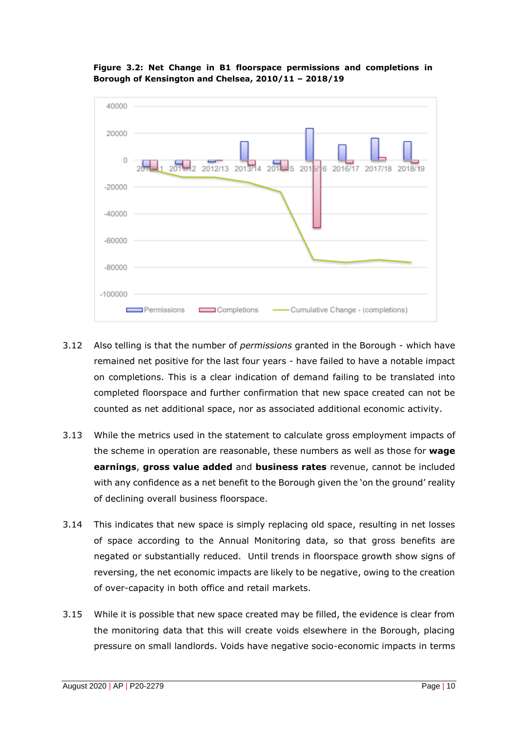**Figure 3.2: Net Change in B1 floorspace permissions and completions in Borough of Kensington and Chelsea, 2010/11 – 2018/19**

3.12 Also telling is that the number of *permissions* granted in the Borough - which have remained net positive for the last four years - have failed to have a notable impact on completions. This is a clear indication of demand failing to be translated into completed floorspace and further confirmation that new space created can not be counted as net additional space, nor as associated additional economic activity.

3.13 While the metrics used in the statement to calculate gross employment impacts of the scheme in operation are reasonable, these numbers as well as those for **wage earnings**, **gross value added** and **business rates** revenue, cannot be included with any confidence as a net benefit to the Borough given the 'on the ground' reality of declining overall business floorspace.

3.14 This indicates that new space is simply replacing old space, resulting in net losses of space according to the Annual Monitoring data, so that gross benefits are negated or substantially reduced. Until trends in floorspace growth show signs of reversing, the net economic impacts are likely to be negative, owing to the creation of over-capacity in both office and retail markets.

3.15 While it is possible that new space created may be filled, the evidence is clear from the monitoring data that this will create voids elsewhere in the Borough, placing pressure on small landlords. Voids have negative socio-economic impacts in terms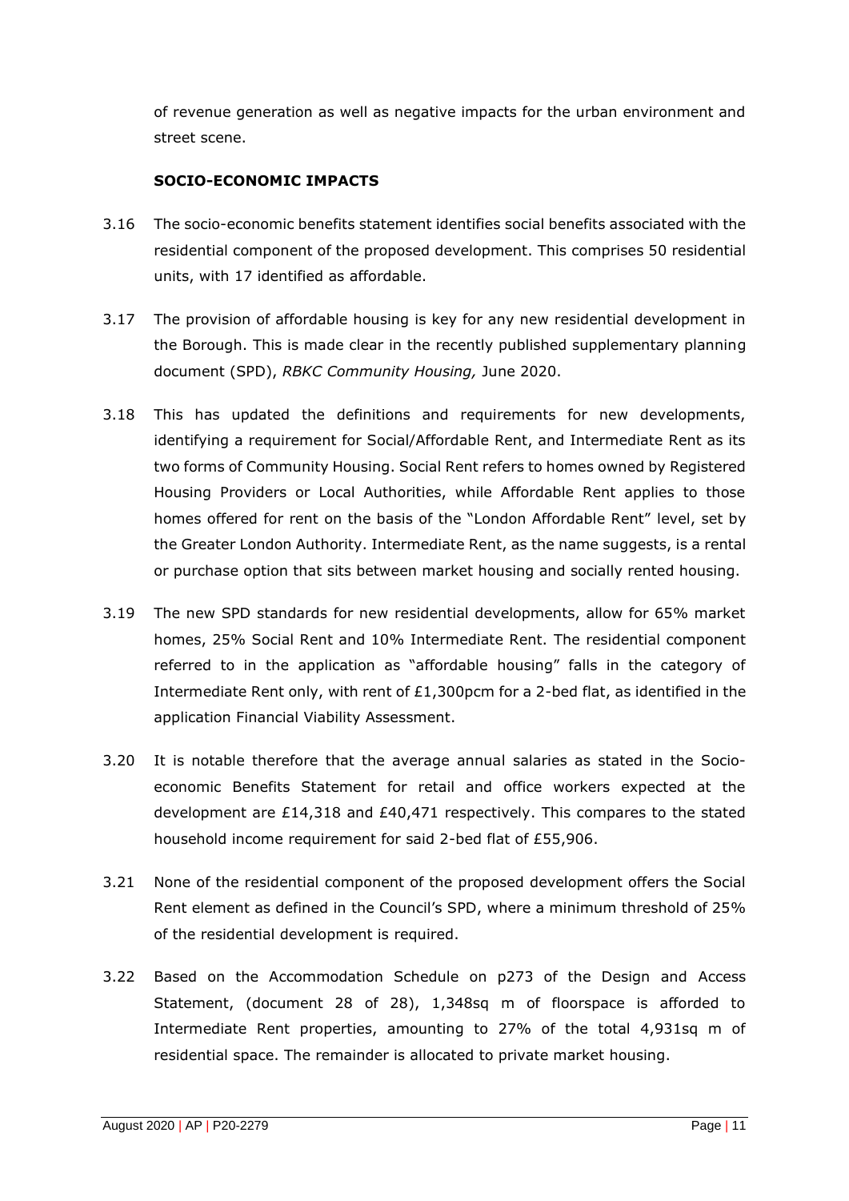of revenue generation as well as negative impacts for the urban environment and street scene.

### SOCIO-ECONOMIC IMPACTS

3.16 The socio-economic benefits statement identifies social benefits associated with the residential component of the proposed development. This comprises 50 residential units, with 17 identified as affordable.

3.17 The provision of affordable housing is key for any new residential development in the Borough. This is made clear in the recently published supplementary planning document (SPD), *RBKC Community Housing,* June 2020.

3.18 This has updated the definitions and requirements for new developments, identifying a requirement for Social/Affordable Rent, and Intermediate Rent as its two forms of Community Housing. Social Rent refers to homes owned by Registered Housing Providers or Local Authorities, while Affordable Rent applies to those homes offered for rent on the basis of the "London Affordable Rent" level, set by the Greater London Authority. Intermediate Rent, as the name suggests, is a rental or purchase option that sits between market housing and socially rented housing.

3.19 The new SPD standards for new residential developments, allow for 65% market homes, 25% Social Rent and 10% Intermediate Rent. The residential component referred to in the application as "affordable housing" falls in the category of Intermediate Rent only, with rent of £1,300pcm for a 2-bed flat, as identified in the application Financial Viability Assessment.

3.20 It is notable therefore that the average annual salaries as stated in the Socio-economic Benefits Statement for retail and office workers expected at the development are £14,318 and £40,471 respectively. This compares to the stated household income requirement for said 2-bed flat of £55,906.

3.21 None of the residential component of the proposed development offers the Social Rent element as defined in the Council's SPD, where a minimum threshold of 25% of the residential development is required.

3.22 Based on the Accommodation Schedule on p273 of the Design and Access Statement, (document 28 of 28), 1,348sq m of floorspace is afforded to Intermediate Rent properties, amounting to 27% of the total 4,931sq m of residential space. The remainder is allocated to private market housing.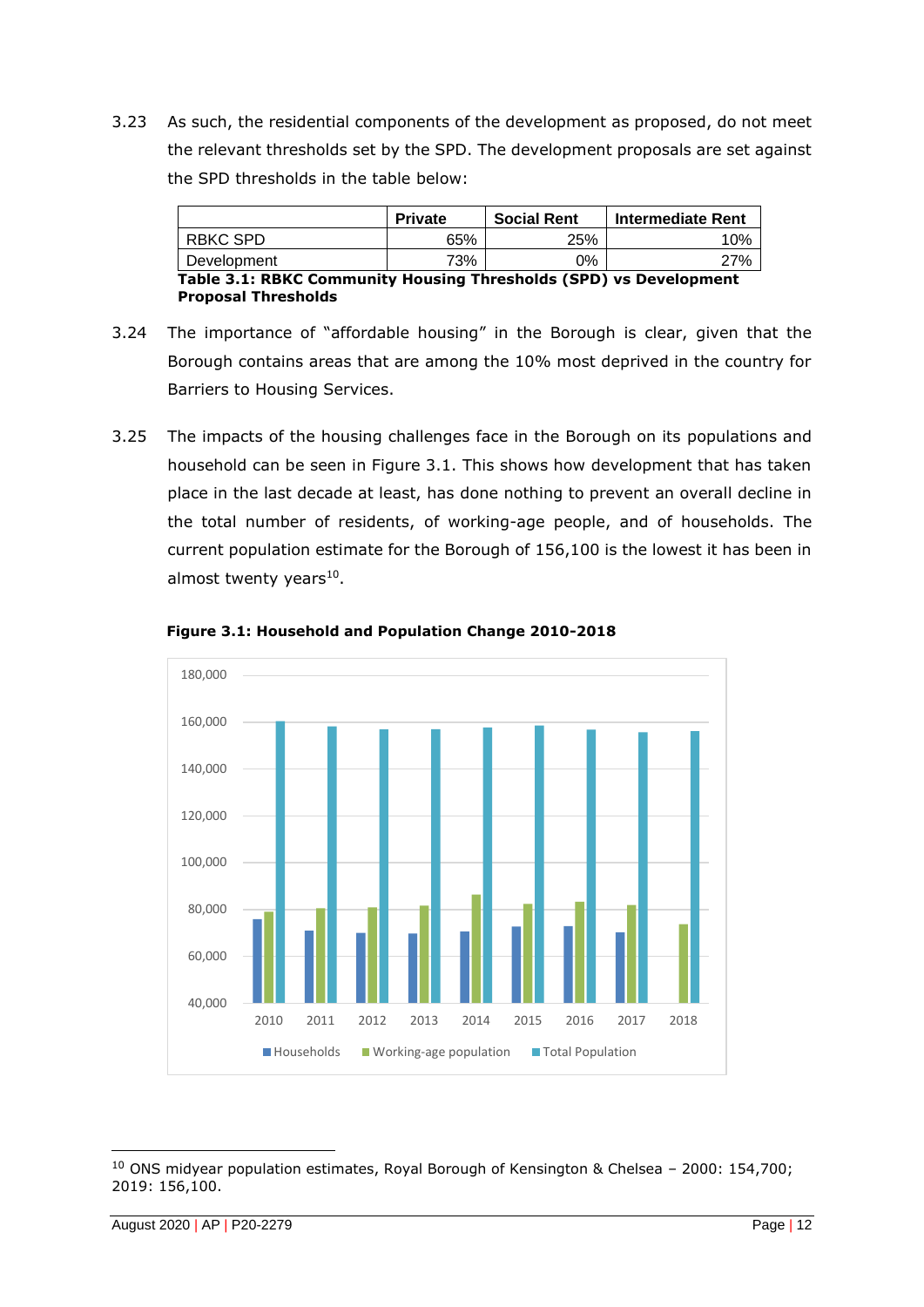3.23 As such, the residential components of the development as proposed, do not meet the relevant thresholds set by the SPD. The development proposals are set against the SPD thresholds in the table below:

| | Private | Social Rent | Intermediate Rent |
|---|---|---|---|
| RBKC SPD | 65% | 25% | 10% |
| Development | 73% | 0% | 27% |

**Table 3.1: RBKC Community Housing Thresholds (SPD) vs Development Proposal Thresholds**

3.24 The importance of "affordable housing" in the Borough is clear, given that the Borough contains areas that are among the 10% most deprived in the country for Barriers to Housing Services.

3.25 The impacts of the housing challenges face in the Borough on its populations and household can be seen in Figure 3.1. This shows how development that has taken place in the last decade at least, has done nothing to prevent an overall decline in the total number of residents, of working-age people, and of households. The current population estimate for the Borough of 156,100 is the lowest it has been in almost twenty years[10].

**Figure 3.1: Household and Population Change 2010-2018**

[10] ONS midyear population estimates, Royal Borough of Kensington & Chelsea – 2000: 154,700; 2019: 156,100.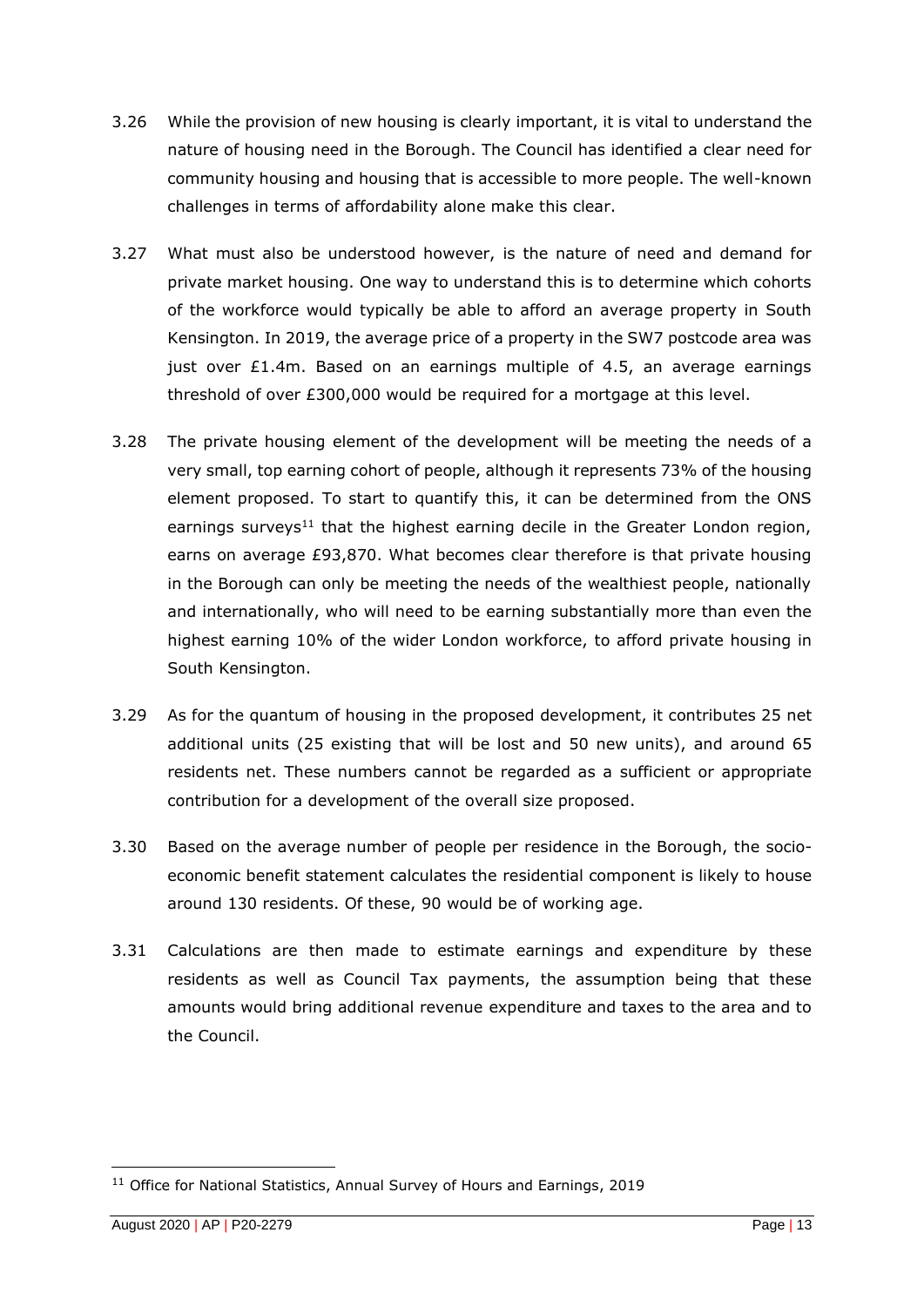3.26 While the provision of new housing is clearly important, it is vital to understand the nature of housing need in the Borough. The Council has identified a clear need for community housing and housing that is accessible to more people. The well-known challenges in terms of affordability alone make this clear.

3.27 What must also be understood however, is the nature of need and demand for private market housing. One way to understand this is to determine which cohorts of the workforce would typically be able to afford an average property in South Kensington. In 2019, the average price of a property in the SW7 postcode area was just over £1.4m. Based on an earnings multiple of 4.5, an average earnings threshold of over £300,000 would be required for a mortgage at this level.

3.28 The private housing element of the development will be meeting the needs of a very small, top earning cohort of people, although it represents 73% of the housing element proposed. To start to quantify this, it can be determined from the ONS earnings surveys[11] that the highest earning decile in the Greater London region, earns on average £93,870. What becomes clear therefore is that private housing in the Borough can only be meeting the needs of the wealthiest people, nationally and internationally, who will need to be earning substantially more than even the highest earning 10% of the wider London workforce, to afford private housing in South Kensington.

3.29 As for the quantum of housing in the proposed development, it contributes 25 net additional units (25 existing that will be lost and 50 new units), and around 65 residents net. These numbers cannot be regarded as a sufficient or appropriate contribution for a development of the overall size proposed.

3.30 Based on the average number of people per residence in the Borough, the socio-economic benefit statement calculates the residential component is likely to house around 130 residents. Of these, 90 would be of working age.

3.31 Calculations are then made to estimate earnings and expenditure by these residents as well as Council Tax payments, the assumption being that these amounts would bring additional revenue expenditure and taxes to the area and to the Council.

[11] Office for National Statistics, Annual Survey of Hours and Earnings, 2019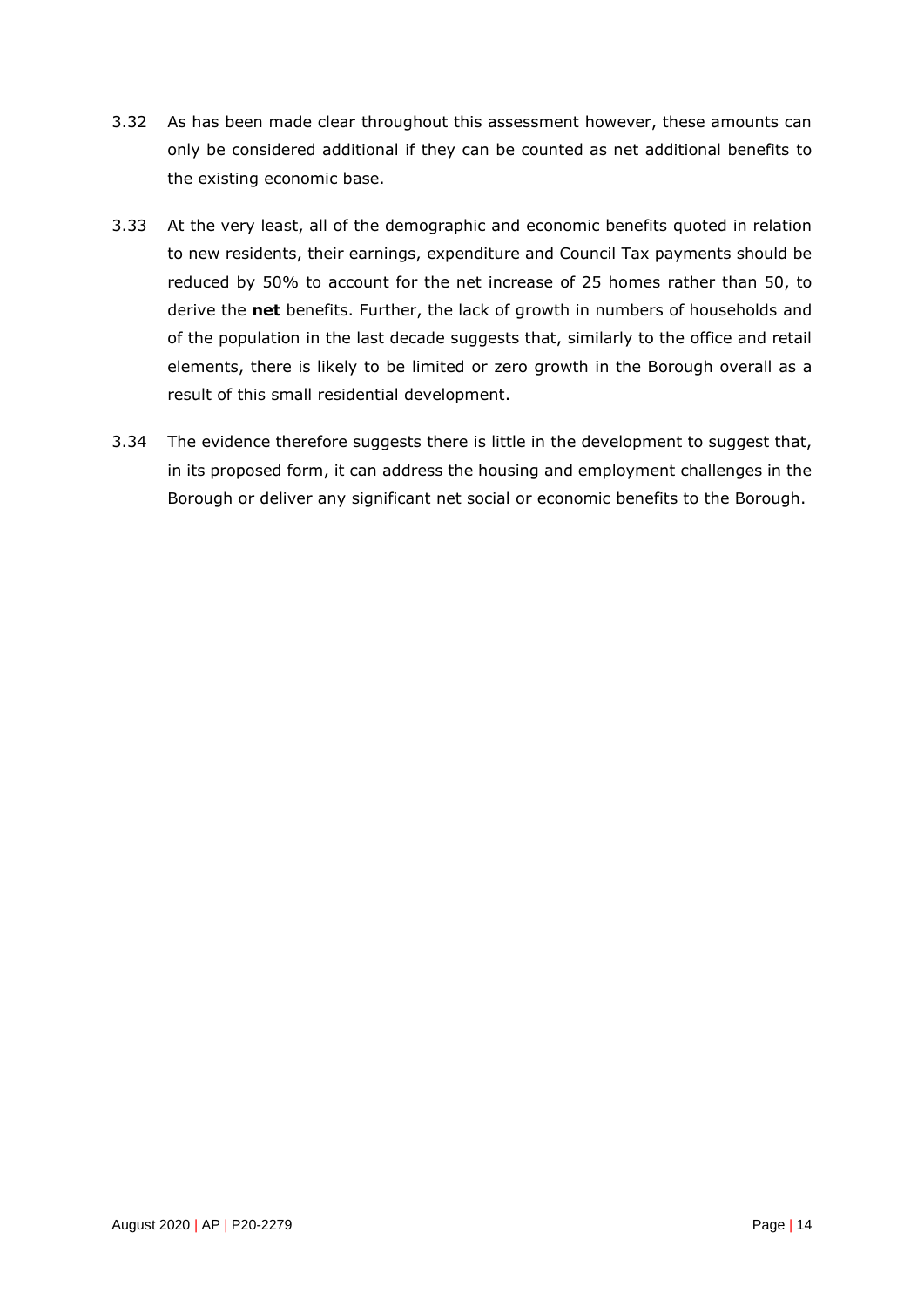3.32 As has been made clear throughout this assessment however, these amounts can only be considered additional if they can be counted as net additional benefits to the existing economic base.

3.33 At the very least, all of the demographic and economic benefits quoted in relation to new residents, their earnings, expenditure and Council Tax payments should be reduced by 50% to account for the net increase of 25 homes rather than 50, to derive the **net** benefits. Further, the lack of growth in numbers of households and of the population in the last decade suggests that, similarly to the office and retail elements, there is likely to be limited or zero growth in the Borough overall as a result of this small residential development.

3.34 The evidence therefore suggests there is little in the development to suggest that, in its proposed form, it can address the housing and employment challenges in the Borough or deliver any significant net social or economic benefits to the Borough.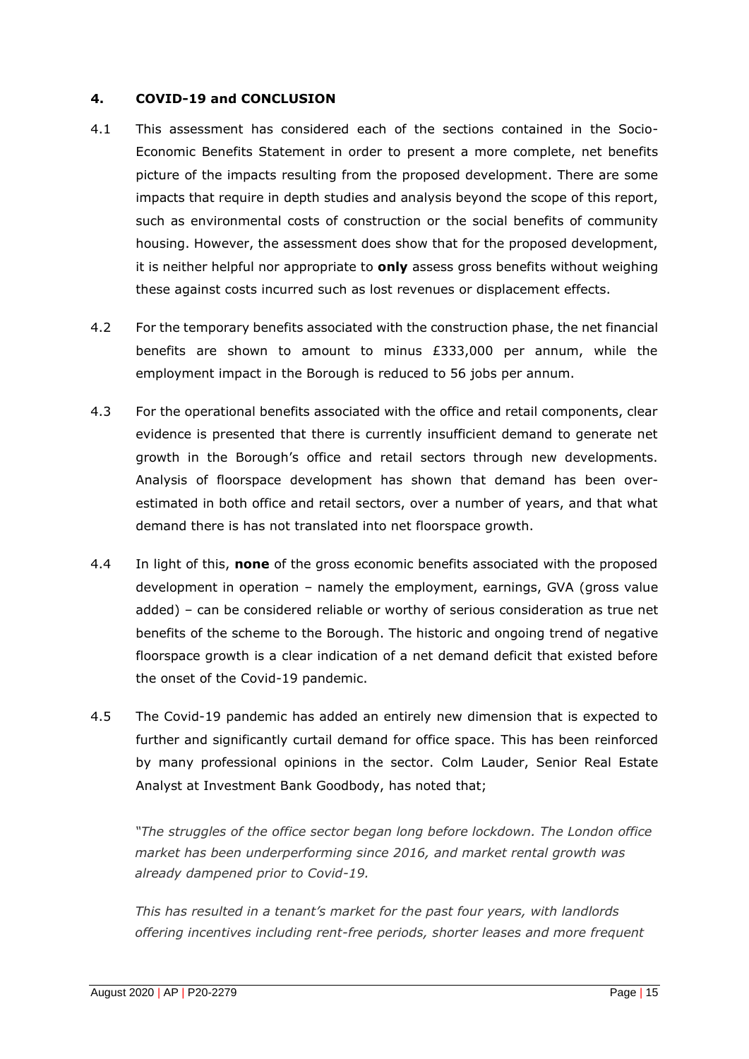## 4. COVID-19 and CONCLUSION

4.1 This assessment has considered each of the sections contained in the Socio-Economic Benefits Statement in order to present a more complete, net benefits picture of the impacts resulting from the proposed development. There are some impacts that require in depth studies and analysis beyond the scope of this report, such as environmental costs of construction or the social benefits of community housing. However, the assessment does show that for the proposed development, it is neither helpful nor appropriate to **only** assess gross benefits without weighing these against costs incurred such as lost revenues or displacement effects.

4.2 For the temporary benefits associated with the construction phase, the net financial benefits are shown to amount to minus £333,000 per annum, while the employment impact in the Borough is reduced to 56 jobs per annum.

4.3 For the operational benefits associated with the office and retail components, clear evidence is presented that there is currently insufficient demand to generate net growth in the Borough's office and retail sectors through new developments. Analysis of floorspace development has shown that demand has been over-estimated in both office and retail sectors, over a number of years, and that what demand there is has not translated into net floorspace growth.

4.4 In light of this, **none** of the gross economic benefits associated with the proposed development in operation – namely the employment, earnings, GVA (gross value added) – can be considered reliable or worthy of serious consideration as true net benefits of the scheme to the Borough. The historic and ongoing trend of negative floorspace growth is a clear indication of a net demand deficit that existed before the onset of the Covid-19 pandemic.

4.5 The Covid-19 pandemic has added an entirely new dimension that is expected to further and significantly curtail demand for office space. This has been reinforced by many professional opinions in the sector. Colm Lauder, Senior Real Estate Analyst at Investment Bank Goodbody, has noted that;

*"The struggles of the office sector began long before lockdown. The London office market has been underperforming since 2016, and market rental growth was already dampened prior to Covid-19.*

*This has resulted in a tenant's market for the past four years, with landlords offering incentives including rent-free periods, shorter leases and more frequent*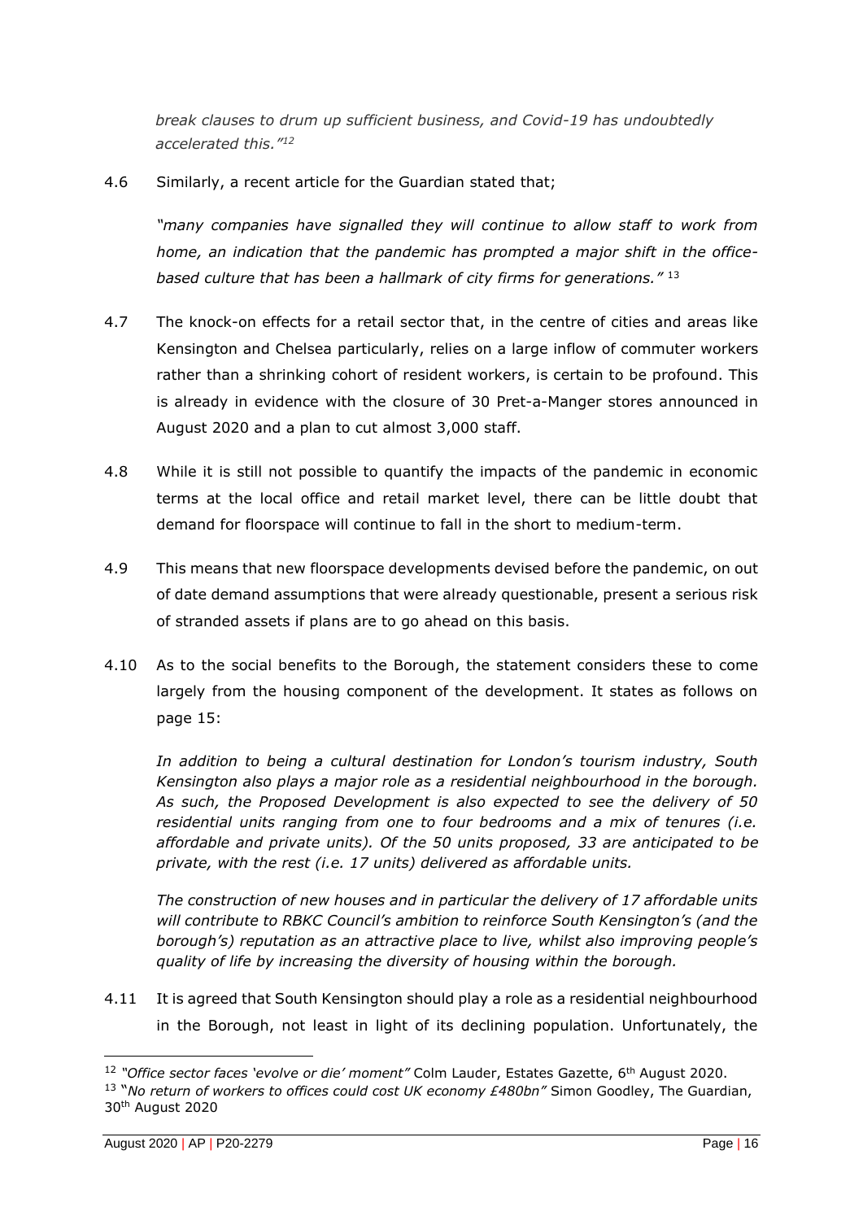*break clauses to drum up sufficient business, and Covid-19 has undoubtedly accelerated this."*[12]

4.6 Similarly, a recent article for the Guardian stated that;

*"many companies have signalled they will continue to allow staff to work from home, an indication that the pandemic has prompted a major shift in the office-based culture that has been a hallmark of city firms for generations."* [13]

4.7 The knock-on effects for a retail sector that, in the centre of cities and areas like Kensington and Chelsea particularly, relies on a large inflow of commuter workers rather than a shrinking cohort of resident workers, is certain to be profound. This is already in evidence with the closure of 30 Pret-a-Manger stores announced in August 2020 and a plan to cut almost 3,000 staff.

4.8 While it is still not possible to quantify the impacts of the pandemic in economic terms at the local office and retail market level, there can be little doubt that demand for floorspace will continue to fall in the short to medium-term.

4.9 This means that new floorspace developments devised before the pandemic, on out of date demand assumptions that were already questionable, present a serious risk of stranded assets if plans are to go ahead on this basis.

4.10 As to the social benefits to the Borough, the statement considers these to come largely from the housing component of the development. It states as follows on page 15:

*In addition to being a cultural destination for London's tourism industry, South Kensington also plays a major role as a residential neighbourhood in the borough. As such, the Proposed Development is also expected to see the delivery of 50 residential units ranging from one to four bedrooms and a mix of tenures (i.e. affordable and private units). Of the 50 units proposed, 33 are anticipated to be private, with the rest (i.e. 17 units) delivered as affordable units.*

*The construction of new houses and in particular the delivery of 17 affordable units will contribute to RBKC Council's ambition to reinforce South Kensington's (and the borough's) reputation as an attractive place to live, whilst also improving people's quality of life by increasing the diversity of housing within the borough.*

4.11 It is agreed that South Kensington should play a role as a residential neighbourhood in the Borough, not least in light of its declining population. Unfortunately, the

---

[12] *"Office sector faces 'evolve or die' moment"* Colm Lauder, Estates Gazette, 6th August 2020.

[13] *"No return of workers to offices could cost UK economy £480bn"* Simon Goodley, The Guardian, 30th August 2020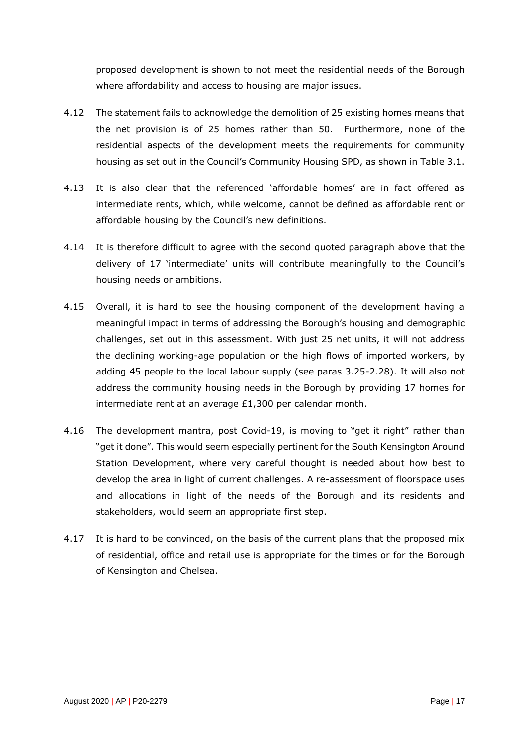proposed development is shown to not meet the residential needs of the Borough where affordability and access to housing are major issues.

4.12 The statement fails to acknowledge the demolition of 25 existing homes means that the net provision is of 25 homes rather than 50. Furthermore, none of the residential aspects of the development meets the requirements for community housing as set out in the Council's Community Housing SPD, as shown in Table 3.1.

4.13 It is also clear that the referenced 'affordable homes' are in fact offered as intermediate rents, which, while welcome, cannot be defined as affordable rent or affordable housing by the Council's new definitions.

4.14 It is therefore difficult to agree with the second quoted paragraph above that the delivery of 17 'intermediate' units will contribute meaningfully to the Council's housing needs or ambitions.

4.15 Overall, it is hard to see the housing component of the development having a meaningful impact in terms of addressing the Borough's housing and demographic challenges, set out in this assessment. With just 25 net units, it will not address the declining working-age population or the high flows of imported workers, by adding 45 people to the local labour supply (see paras 3.25-2.28). It will also not address the community housing needs in the Borough by providing 17 homes for intermediate rent at an average £1,300 per calendar month.

4.16 The development mantra, post Covid-19, is moving to "get it right" rather than "get it done". This would seem especially pertinent for the South Kensington Around Station Development, where very careful thought is needed about how best to develop the area in light of current challenges. A re-assessment of floorspace uses and allocations in light of the needs of the Borough and its residents and stakeholders, would seem an appropriate first step.

4.17 It is hard to be convinced, on the basis of the current plans that the proposed mix of residential, office and retail use is appropriate for the times or for the Borough of Kensington and Chelsea.